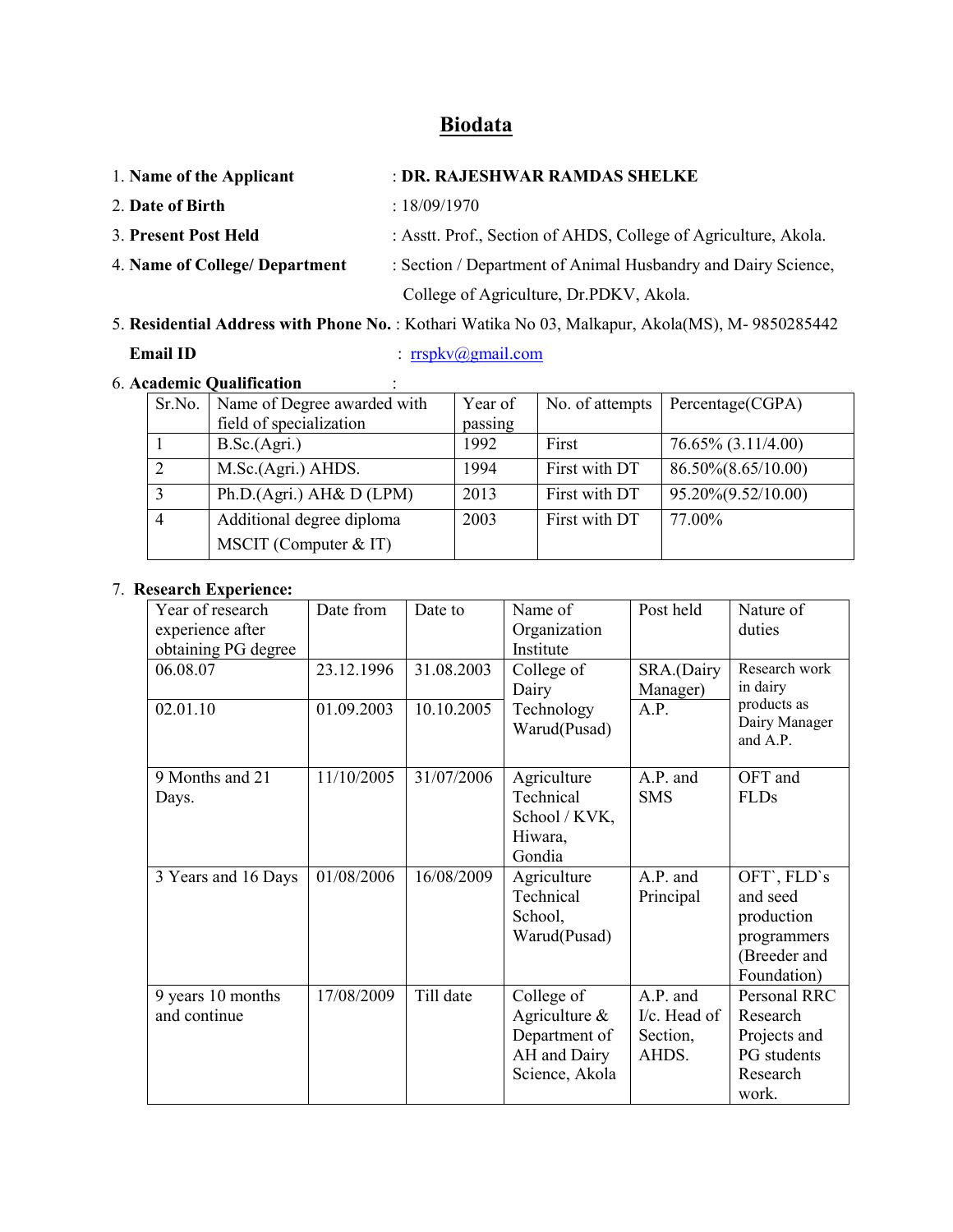# Biodata

1. **Name of the Applicant** : **DR. RAJESHWAR RAMDAS SHELKE**
2. **Date of Birth** : 18/09/1970
3. **Present Post Held** : Asstt. Prof., Section of AHDS, College of Agriculture, Akola.
4. **Name of College/ Department** : Section / Department of Animal Husbandry and Dairy Science, College of Agriculture, Dr.PDKV, Akola.
5. **Residential Address with Phone No.** : Kothari Watika No 03, Malkapur, Akola(MS), M- 9850285442

   **Email ID** : rrspkv@gmail.com

6. **Academic Qualification** :

| Sr.No. | Name of Degree awarded with field of specialization | Year of passing | No. of attempts | Percentage(CGPA) |
|---|---|---|---|---|
| 1 | B.Sc.(Agri.) | 1992 | First | 76.65% (3.11/4.00) |
| 2 | M.Sc.(Agri.) AHDS. | 1994 | First with DT | 86.50%(8.65/10.00) |
| 3 | Ph.D.(Agri.) AH& D (LPM) | 2013 | First with DT | 95.20%(9.52/10.00) |
| 4 | Additional degree diploma MSCIT (Computer & IT) | 2003 | First with DT | 77.00% |

7. **Research Experience:**

| Year of research experience after obtaining PG degree | Date from | Date to | Name of Organization Institute | Post held | Nature of duties |
|---|---|---|---|---|---|
| 06.08.07 | 23.12.1996 | 31.08.2003 | College of Dairy Technology Warud(Pusad) | SRA.(Dairy Manager) | Research work in dairy products as Dairy Manager and A.P. |
| 02.01.10 | 01.09.2003 | 10.10.2005 | | A.P. | |
| 9 Months and 21 Days. | 11/10/2005 | 31/07/2006 | Agriculture Technical School / KVK, Hiwara, Gondia | A.P. and SMS | OFT and FLDs |
| 3 Years and 16 Days | 01/08/2006 | 16/08/2009 | Agriculture Technical School, Warud(Pusad) | A.P. and Principal | OFT`, FLD`s and seed production programmers (Breeder and Foundation) |
| 9 years 10 months and continue | 17/08/2009 | Till date | College of Agriculture & Department of AH and Dairy Science, Akola | A.P. and I/c. Head of Section, AHDS. | Personal RRC Research Projects and PG students Research work. |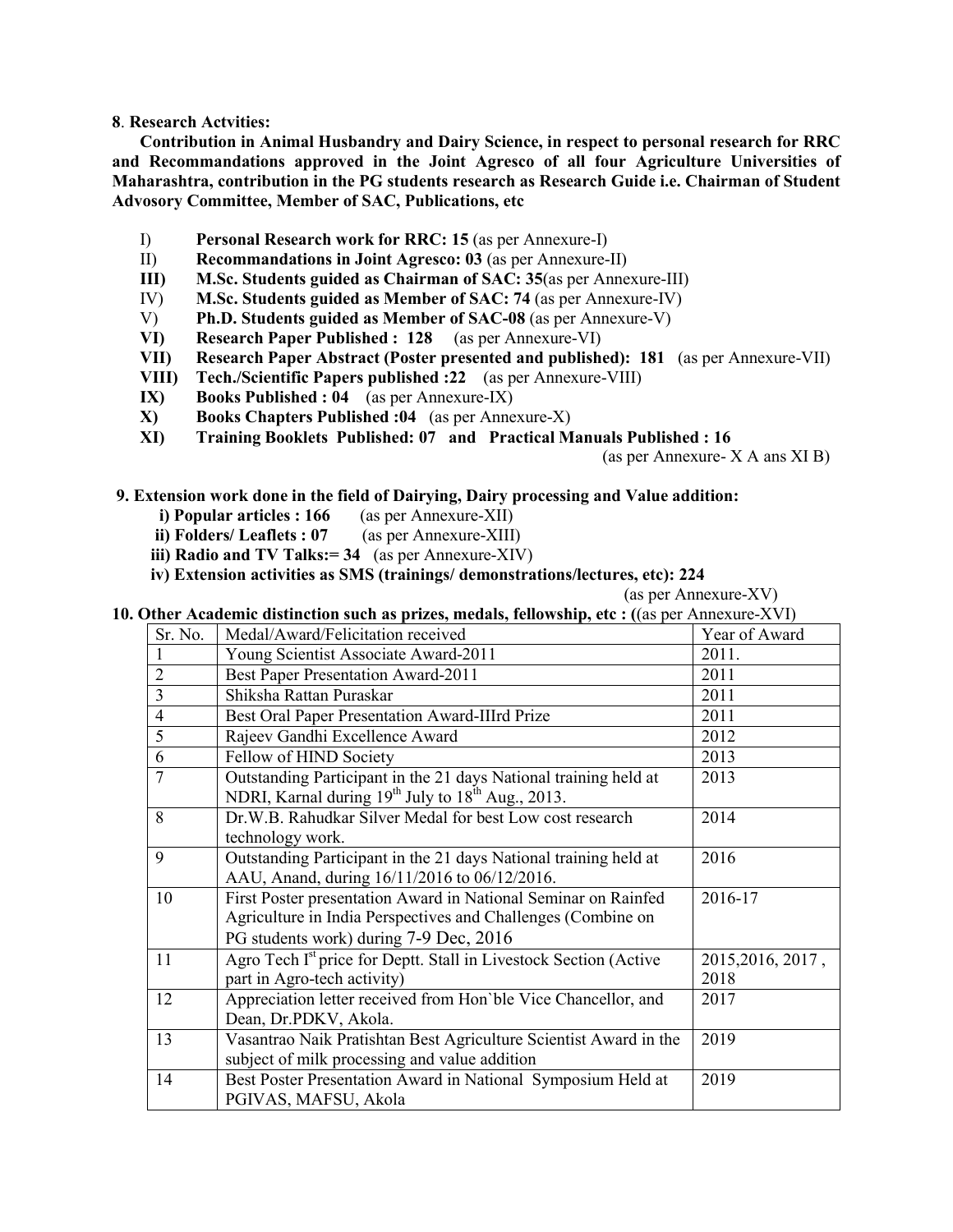**8**. **Research Actvities:**

**Contribution in Animal Husbandry and Dairy Science, in respect to personal research for RRC and Recommandations approved in the Joint Agresco of all four Agriculture Universities of Maharashtra, contribution in the PG students research as Research Guide i.e. Chairman of Student Advosory Committee, Member of SAC, Publications, etc**

- I) **Personal Research work for RRC: 15** (as per Annexure-I)
- II) **Recommandations in Joint Agresco: 03** (as per Annexure-II)
- **III) M.Sc. Students guided as Chairman of SAC: 35**(as per Annexure-III)
- IV) **M.Sc. Students guided as Member of SAC: 74** (as per Annexure-IV)
- V) **Ph.D. Students guided as Member of SAC-08** (as per Annexure-V)
- **VI) Research Paper Published : 128** (as per Annexure-VI)
- **VII) Research Paper Abstract (Poster presented and published): 181** (as per Annexure-VII)
- **VIII) Tech./Scientific Papers published :22** (as per Annexure-VIII)
- **IX) Books Published : 04** (as per Annexure-IX)
- **X) Books Chapters Published :04** (as per Annexure-X)
- **XI) Training Booklets Published: 07 and Practical Manuals Published : 16** (as per Annexure- X A ans XI B)

**9. Extension work done in the field of Dairying, Dairy processing and Value addition:**

- **i) Popular articles : 166** (as per Annexure-XII)
- **ii) Folders/ Leaflets : 07** (as per Annexure-XIII)
- **iii) Radio and TV Talks:= 34** (as per Annexure-XIV)
- **iv) Extension activities as SMS (trainings/ demonstrations/lectures, etc): 224** (as per Annexure-XV)

**10. Other Academic distinction such as prizes, medals, fellowship, etc : (**(as per Annexure-XVI)

| Sr. No. | Medal/Award/Felicitation received | Year of Award |
|---|---|---|
| 1 | Young Scientist Associate Award-2011 | 2011. |
| 2 | Best Paper Presentation Award-2011 | 2011 |
| 3 | Shiksha Rattan Puraskar | 2011 |
| 4 | Best Oral Paper Presentation Award-IIIrd Prize | 2011 |
| 5 | Rajeev Gandhi Excellence Award | 2012 |
| 6 | Fellow of HIND Society | 2013 |
| 7 | Outstanding Participant in the 21 days National training held at NDRI, Karnal during 19th July to 18th Aug., 2013. | 2013 |
| 8 | Dr.W.B. Rahudkar Silver Medal for best Low cost research technology work. | 2014 |
| 9 | Outstanding Participant in the 21 days National training held at AAU, Anand, during 16/11/2016 to 06/12/2016. | 2016 |
| 10 | First Poster presentation Award in National Seminar on Rainfed Agriculture in India Perspectives and Challenges (Combine on PG students work) during 7-9 Dec, 2016 | 2016-17 |
| 11 | Agro Tech Ist price for Deptt. Stall in Livestock Section (Active part in Agro-tech activity) | 2015,2016, 2017 , 2018 |
| 12 | Appreciation letter received from Hon`ble Vice Chancellor, and Dean, Dr.PDKV, Akola. | 2017 |
| 13 | Vasantrao Naik Pratishtan Best Agriculture Scientist Award in the subject of milk processing and value addition | 2019 |
| 14 | Best Poster Presentation Award in National Symposium Held at PGIVAS, MAFSU, Akola | 2019 |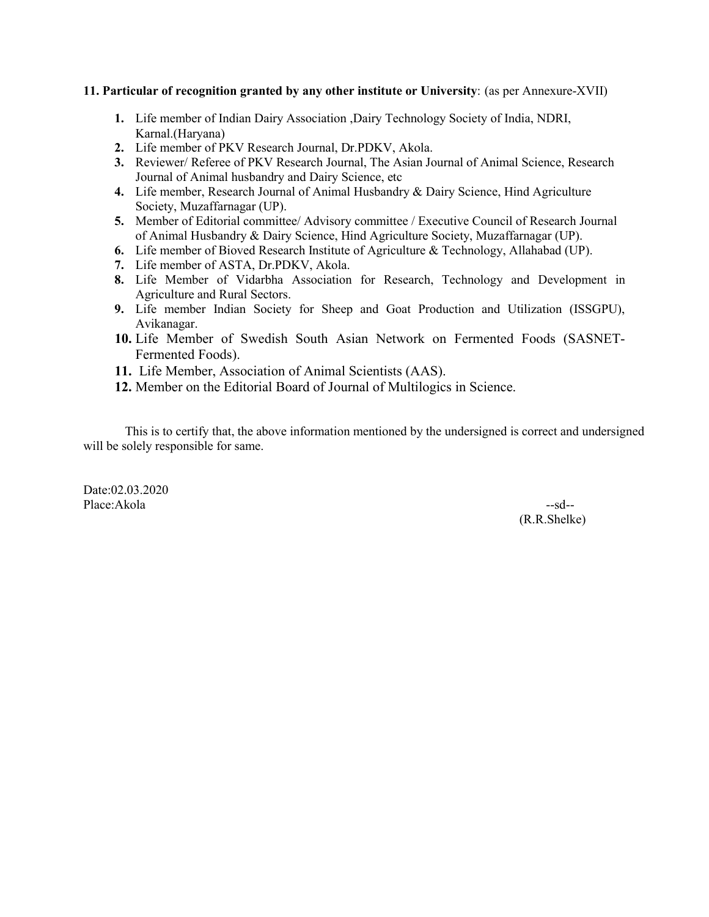**11. Particular of recognition granted by any other institute or University**: (as per Annexure-XVII)

1. Life member of Indian Dairy Association ,Dairy Technology Society of India, NDRI, Karnal.(Haryana)
2. Life member of PKV Research Journal, Dr.PDKV, Akola.
3. Reviewer/ Referee of PKV Research Journal, The Asian Journal of Animal Science, Research Journal of Animal husbandry and Dairy Science, etc
4. Life member, Research Journal of Animal Husbandry & Dairy Science, Hind Agriculture Society, Muzaffarnagar (UP).
5. Member of Editorial committee/ Advisory committee / Executive Council of Research Journal of Animal Husbandry & Dairy Science, Hind Agriculture Society, Muzaffarnagar (UP).
6. Life member of Bioved Research Institute of Agriculture & Technology, Allahabad (UP).
7. Life member of ASTA, Dr.PDKV, Akola.
8. Life Member of Vidarbha Association for Research, Technology and Development in Agriculture and Rural Sectors.
9. Life member Indian Society for Sheep and Goat Production and Utilization (ISSGPU), Avikanagar.
10. Life Member of Swedish South Asian Network on Fermented Foods (SASNET-Fermented Foods).
11. Life Member, Association of Animal Scientists (AAS).
12. Member on the Editorial Board of Journal of Multilogics in Science.

This is to certify that, the above information mentioned by the undersigned is correct and undersigned will be solely responsible for same.

Date:02.03.2020

Place:Akola

--sd--

(R.R.Shelke)